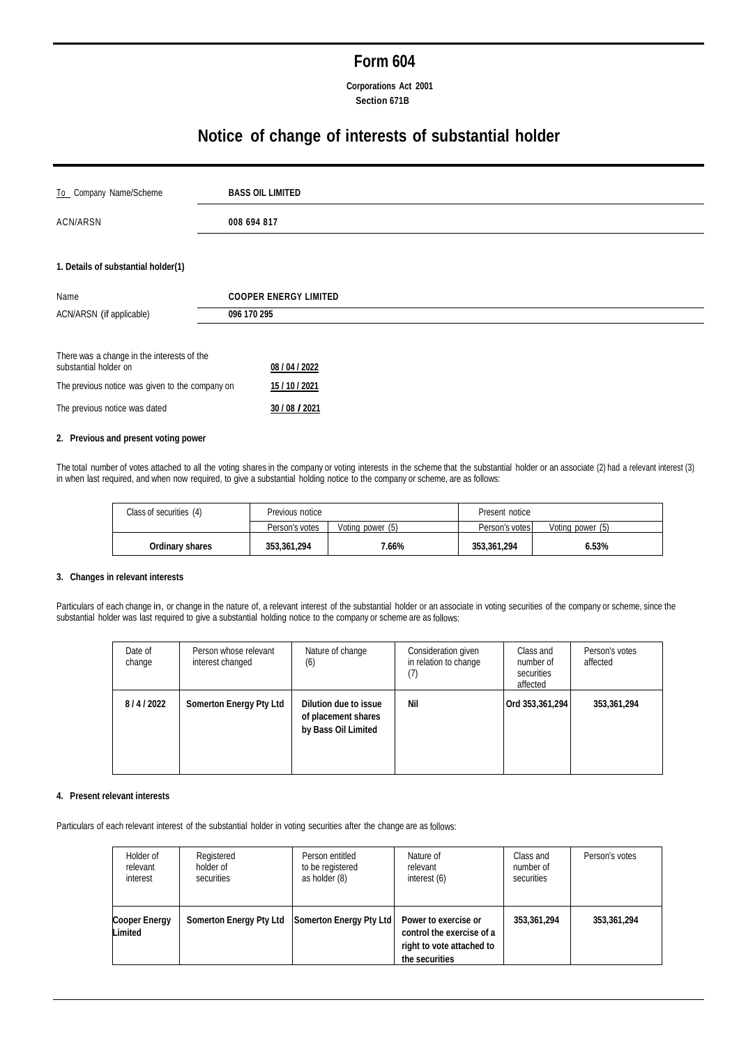# Form 604

**Corporations Act 2001**
**Section 671B**

## Notice of change of interests of substantial holder

| To Company Name/Scheme | **BASS OIL LIMITED** |
|---|---|
| ACN/ARSN | **008 694 817** |

### 1. Details of substantial holder(1)

| Name | **COOPER ENERGY LIMITED** |
|---|---|
| ACN/ARSN (if applicable) | **096 170 295** |

| There was a change in the interests of the substantial holder on | **08 / 04 / 2022** |
|---|---|
| The previous notice was given to the company on | **15 / 10 / 2021** |
| The previous notice was dated | **30 / 08 / 2021** |

### 2. Previous and present voting power

The total number of votes attached to all the voting shares in the company or voting interests in the scheme that the substantial holder or an associate (2) had a relevant interest (3) in when last required, and when now required, to give a substantial holding notice to the company or scheme, are as follows:

| Class of securities (4) | Previous notice | | Present notice | |
|---|---|---|---|---|
| | Person's votes | Voting power (5) | Person's votes | Voting power (5) |
| **Ordinary shares** | **353,361,294** | **7.66%** | **353,361,294** | **6.53%** |

### 3. Changes in relevant interests

Particulars of each change in, or change in the nature of, a relevant interest of the substantial holder or an associate in voting securities of the company or scheme, since the substantial holder was last required to give a substantial holding notice to the company or scheme are as follows:

| Date of change | Person whose relevant interest changed | Nature of change (6) | Consideration given in relation to change (7) | Class and number of securities affected | Person's votes affected |
|---|---|---|---|---|---|
| **8 / 4 / 2022** | **Somerton Energy Pty Ltd** | **Dilution due to issue of placement shares by Bass Oil Limited** | **Nil** | **Ord 353,361,294** | **353,361,294** |

### 4. Present relevant interests

Particulars of each relevant interest of the substantial holder in voting securities after the change are as follows:

| Holder of relevant interest | Registered holder of securities | Person entitled to be registered as holder (8) | Nature of relevant interest (6) | Class and number of securities | Person's votes |
|---|---|---|---|---|---|
| **Cooper Energy Limited** | **Somerton Energy Pty Ltd** | **Somerton Energy Pty Ltd** | **Power to exercise or control the exercise of a right to vote attached to the securities** | **353,361,294** | **353,361,294** |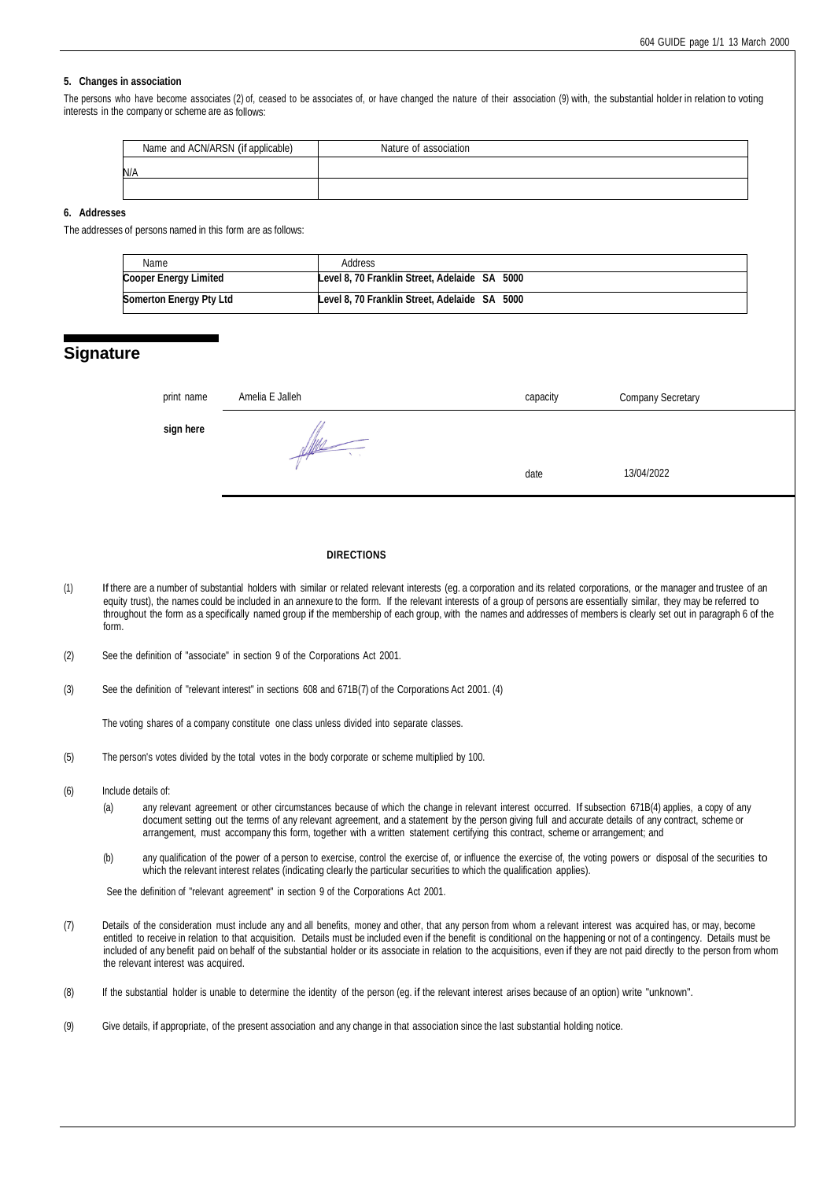### 5. Changes in association

The persons who have become associates (2) of, ceased to be associates of, or have changed the nature of their association (9) with, the substantial holder in relation to voting interests in the company or scheme are as follows:

| Name and ACN/ARSN (if applicable) | Nature of association |
|---|---|
| N/A | |
| | |

### 6. Addresses

The addresses of persons named in this form are as follows:

| Name | Address |
|---|---|
| **Cooper Energy Limited** | **Level 8, 70 Franklin Street, Adelaide SA 5000** |
| **Somerton Energy Pty Ltd** | **Level 8, 70 Franklin Street, Adelaide SA 5000** |

## Signature

| | | | |
|---|---|---|---|
| print name | Amelia E Jalleh | capacity | Company Secretary |
| **sign here** | | date | 13/04/2022 |

**DIRECTIONS**

(1) If there are a number of substantial holders with similar or related relevant interests (eg. a corporation and its related corporations, or the manager and trustee of an equity trust), the names could be included in an annexure to the form. If the relevant interests of a group of persons are essentially similar, they may be referred to throughout the form as a specifically named group if the membership of each group, with the names and addresses of members is clearly set out in paragraph 6 of the form.

(2) See the definition of "associate" in section 9 of the Corporations Act 2001.

(3) See the definition of "relevant interest" in sections 608 and 671B(7) of the Corporations Act 2001. (4)

The voting shares of a company constitute one class unless divided into separate classes.

(5) The person's votes divided by the total votes in the body corporate or scheme multiplied by 100.

(6) Include details of:

(a) any relevant agreement or other circumstances because of which the change in relevant interest occurred. If subsection 671B(4) applies, a copy of any document setting out the terms of any relevant agreement, and a statement by the person giving full and accurate details of any contract, scheme or arrangement, must accompany this form, together with a written statement certifying this contract, scheme or arrangement; and

(b) any qualification of the power of a person to exercise, control the exercise of, or influence the exercise of, the voting powers or disposal of the securities to which the relevant interest relates (indicating clearly the particular securities to which the qualification applies).

See the definition of "relevant agreement" in section 9 of the Corporations Act 2001.

(7) Details of the consideration must include any and all benefits, money and other, that any person from whom a relevant interest was acquired has, or may, become entitled to receive in relation to that acquisition. Details must be included even if the benefit is conditional on the happening or not of a contingency. Details must be included of any benefit paid on behalf of the substantial holder or its associate in relation to the acquisitions, even if they are not paid directly to the person from whom the relevant interest was acquired.

(8) If the substantial holder is unable to determine the identity of the person (eg. if the relevant interest arises because of an option) write "unknown".

(9) Give details, if appropriate, of the present association and any change in that association since the last substantial holding notice.